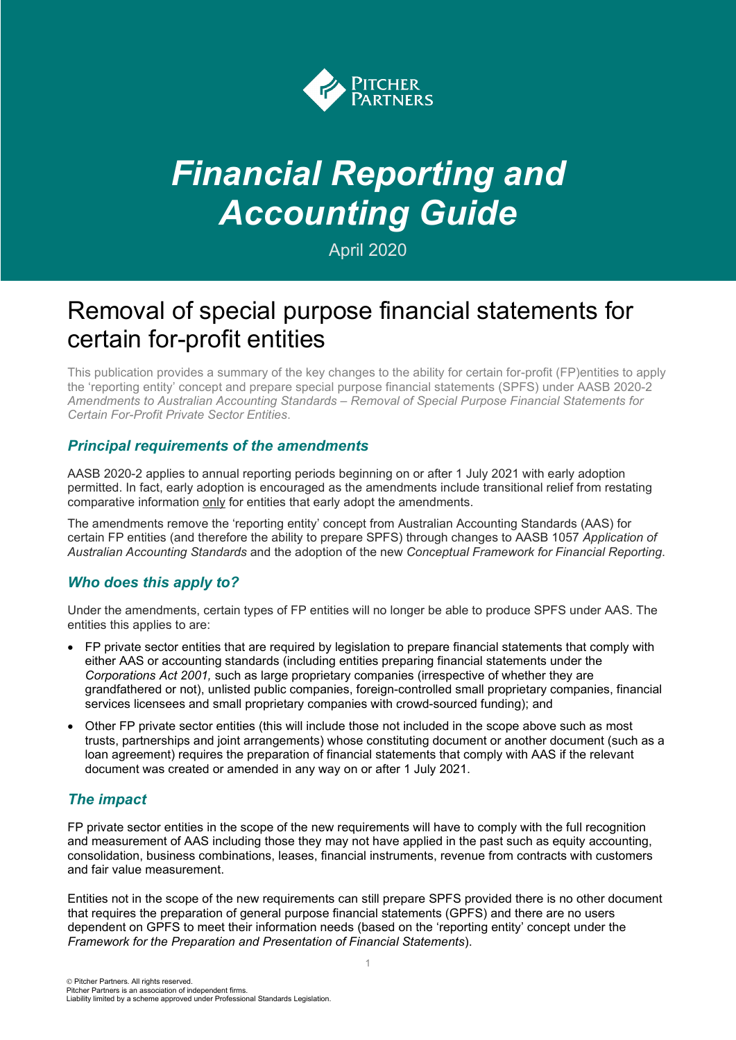# *Financial Reporting and Accounting Guide*

April 2020

# Removal of special purpose financial statements for certain for-profit entities

This publication provides a summary of the key changes to the ability for certain for-profit (FP)entities to apply the 'reporting entity' concept and prepare special purpose financial statements (SPFS) under AASB 2020-2 *Amendments to Australian Accounting Standards – Removal of Special Purpose Financial Statements for Certain For-Profit Private Sector Entities*.

## *Principal requirements of the amendments*

AASB 2020-2 applies to annual reporting periods beginning on or after 1 July 2021 with early adoption permitted. In fact, early adoption is encouraged as the amendments include transitional relief from restating comparative information only for entities that early adopt the amendments.

The amendments remove the 'reporting entity' concept from Australian Accounting Standards (AAS) for certain FP entities (and therefore the ability to prepare SPFS) through changes to AASB 1057 *Application of Australian Accounting Standards* and the adoption of the new *Conceptual Framework for Financial Reporting*.

## *Who does this apply to?*

Under the amendments, certain types of FP entities will no longer be able to produce SPFS under AAS. The entities this applies to are:

- FP private sector entities that are required by legislation to prepare financial statements that comply with either AAS or accounting standards (including entities preparing financial statements under the *Corporations Act 2001,* such as large proprietary companies (irrespective of whether they are grandfathered or not), unlisted public companies, foreign-controlled small proprietary companies, financial services licensees and small proprietary companies with crowd-sourced funding); and
- Other FP private sector entities (this will include those not included in the scope above such as most trusts, partnerships and joint arrangements) whose constituting document or another document (such as a loan agreement) requires the preparation of financial statements that comply with AAS if the relevant document was created or amended in any way on or after 1 July 2021.

## *The impact*

FP private sector entities in the scope of the new requirements will have to comply with the full recognition and measurement of AAS including those they may not have applied in the past such as equity accounting, consolidation, business combinations, leases, financial instruments, revenue from contracts with customers and fair value measurement.

Entities not in the scope of the new requirements can still prepare SPFS provided there is no other document that requires the preparation of general purpose financial statements (GPFS) and there are no users dependent on GPFS to meet their information needs (based on the 'reporting entity' concept under the *Framework for the Preparation and Presentation of Financial Statements*).

© Pitcher Partners. All rights reserved.
Pitcher Partners is an association of independent firms.
Liability limited by a scheme approved under Professional Standards Legislation.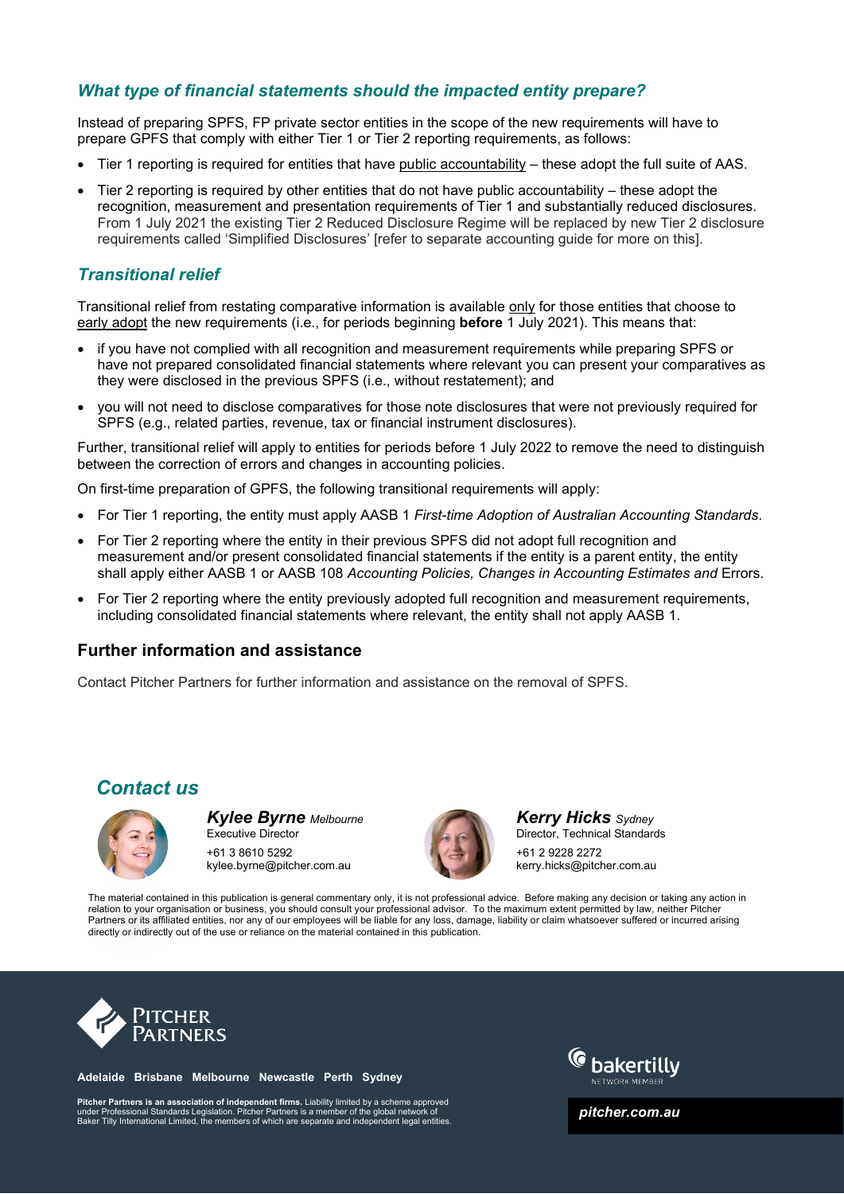### *What type of financial statements should the impacted entity prepare?*

Instead of preparing SPFS, FP private sector entities in the scope of the new requirements will have to prepare GPFS that comply with either Tier 1 or Tier 2 reporting requirements, as follows:

- Tier 1 reporting is required for entities that have public accountability – these adopt the full suite of AAS.
- Tier 2 reporting is required by other entities that do not have public accountability – these adopt the recognition, measurement and presentation requirements of Tier 1 and substantially reduced disclosures. From 1 July 2021 the existing Tier 2 Reduced Disclosure Regime will be replaced by new Tier 2 disclosure requirements called 'Simplified Disclosures' [refer to separate accounting guide for more on this].

### *Transitional relief*

Transitional relief from restating comparative information is available only for those entities that choose to early adopt the new requirements (i.e., for periods beginning **before** 1 July 2021). This means that:

- if you have not complied with all recognition and measurement requirements while preparing SPFS or have not prepared consolidated financial statements where relevant you can present your comparatives as they were disclosed in the previous SPFS (i.e., without restatement); and
- you will not need to disclose comparatives for those note disclosures that were not previously required for SPFS (e.g., related parties, revenue, tax or financial instrument disclosures).

Further, transitional relief will apply to entities for periods before 1 July 2022 to remove the need to distinguish between the correction of errors and changes in accounting policies.

On first-time preparation of GPFS, the following transitional requirements will apply:

- For Tier 1 reporting, the entity must apply AASB 1 *First-time Adoption of Australian Accounting Standards*.
- For Tier 2 reporting where the entity in their previous SPFS did not adopt full recognition and measurement and/or present consolidated financial statements if the entity is a parent entity, the entity shall apply either AASB 1 or AASB 108 *Accounting Policies, Changes in Accounting Estimates and* Errors.
- For Tier 2 reporting where the entity previously adopted full recognition and measurement requirements, including consolidated financial statements where relevant, the entity shall not apply AASB 1.

### Further information and assistance

Contact Pitcher Partners for further information and assistance on the removal of SPFS.

## *Contact us*

***Kylee Byrne*** *Melbourne*
Executive Director
+61 3 8610 5292
kylee.byrne@pitcher.com.au

***Kerry Hicks*** *Sydney*
Director, Technical Standards
+61 2 9228 2272
kerry.hicks@pitcher.com.au

The material contained in this publication is general commentary only, it is not professional advice. Before making any decision or taking any action in relation to your organisation or business, you should consult your professional advisor. To the maximum extent permitted by law, neither Pitcher Partners or its affiliated entities, nor any of our employees will be liable for any loss, damage, liability or claim whatsoever suffered or incurred arising directly or indirectly out of the use or reliance on the material contained in this publication.

Pitcher Partners

**Adelaide Brisbane Melbourne Newcastle Perth Sydney**

**Pitcher Partners is an association of independent firms.** Liability limited by a scheme approved under Professional Standards Legislation. Pitcher Partners is a member of the global network of Baker Tilly International Limited, the members of which are separate and independent legal entities.

bakertilly NETWORK MEMBER

***pitcher.com.au***